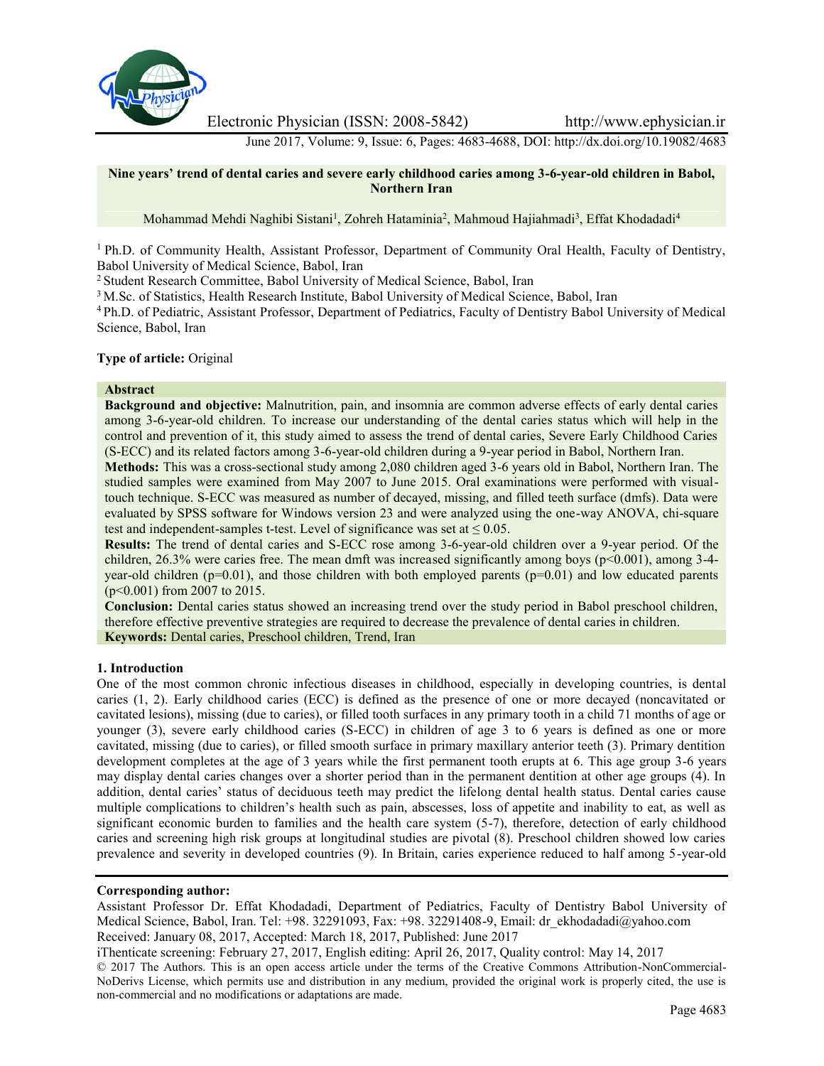# Nine years' trend of dental caries and severe early childhood caries among 3-6-year-old children in Babol, Northern Iran

Mohammad Mehdi Naghibi Sistani[1], Zohreh Hataminia[2], Mahmoud Hajiahmadi[3], Effat Khodadadi[4]

[1] Ph.D. of Community Health, Assistant Professor, Department of Community Oral Health, Faculty of Dentistry, Babol University of Medical Science, Babol, Iran
[2] Student Research Committee, Babol University of Medical Science, Babol, Iran
[3] M.Sc. of Statistics, Health Research Institute, Babol University of Medical Science, Babol, Iran
[4] Ph.D. of Pediatric, Assistant Professor, Department of Pediatrics, Faculty of Dentistry Babol University of Medical Science, Babol, Iran

**Type of article:** Original

**Abstract**

**Background and objective:** Malnutrition, pain, and insomnia are common adverse effects of early dental caries among 3-6-year-old children. To increase our understanding of the dental caries status which will help in the control and prevention of it, this study aimed to assess the trend of dental caries, Severe Early Childhood Caries (S-ECC) and its related factors among 3-6-year-old children during a 9-year period in Babol, Northern Iran.

**Methods:** This was a cross-sectional study among 2,080 children aged 3-6 years old in Babol, Northern Iran. The studied samples were examined from May 2007 to June 2015. Oral examinations were performed with visual-touch technique. S-ECC was measured as number of decayed, missing, and filled teeth surface (dmfs). Data were evaluated by SPSS software for Windows version 23 and were analyzed using the one-way ANOVA, chi-square test and independent-samples t-test. Level of significance was set at $\leq 0.05$.

**Results:** The trend of dental caries and S-ECC rose among 3-6-year-old children over a 9-year period. Of the children, 26.3% were caries free. The mean dmft was increased significantly among boys ($p<0.001$), among 3-4-year-old children ($p=0.01$), and those children with both employed parents ($p=0.01$) and low educated parents ($p<0.001$) from 2007 to 2015.

**Conclusion:** Dental caries status showed an increasing trend over the study period in Babol preschool children, therefore effective preventive strategies are required to decrease the prevalence of dental caries in children.

**Keywords:** Dental caries, Preschool children, Trend, Iran

## 1. Introduction

One of the most common chronic infectious diseases in childhood, especially in developing countries, is dental caries (1, 2). Early childhood caries (ECC) is defined as the presence of one or more decayed (noncavitated or cavitated lesions), missing (due to caries), or filled tooth surfaces in any primary tooth in a child 71 months of age or younger (3), severe early childhood caries (S-ECC) in children of age 3 to 6 years is defined as one or more cavitated, missing (due to caries), or filled smooth surface in primary maxillary anterior teeth (3). Primary dentition development completes at the age of 3 years while the first permanent tooth erupts at 6. This age group 3-6 years may display dental caries changes over a shorter period than in the permanent dentition at other age groups (4). In addition, dental caries' status of deciduous teeth may predict the lifelong dental health status. Dental caries cause multiple complications to children's health such as pain, abscesses, loss of appetite and inability to eat, as well as significant economic burden to families and the health care system (5-7), therefore, detection of early childhood caries and screening high risk groups at longitudinal studies are pivotal (8). Preschool children showed low caries prevalence and severity in developed countries (9). In Britain, caries experience reduced to half among 5-year-old

**Corresponding author:**
Assistant Professor Dr. Effat Khodadadi, Department of Pediatrics, Faculty of Dentistry Babol University of Medical Science, Babol, Iran. Tel: +98. 32291093, Fax: +98. 32291408-9, Email: dr_ekhodadadi@yahoo.com
Received: January 08, 2017, Accepted: March 18, 2017, Published: June 2017
iThenticate screening: February 27, 2017, English editing: April 26, 2017, Quality control: May 14, 2017
© 2017 The Authors. This is an open access article under the terms of the Creative Commons Attribution-NonCommercial-NoDerivs License, which permits use and distribution in any medium, provided the original work is properly cited, the use is non-commercial and no modifications or adaptations are made.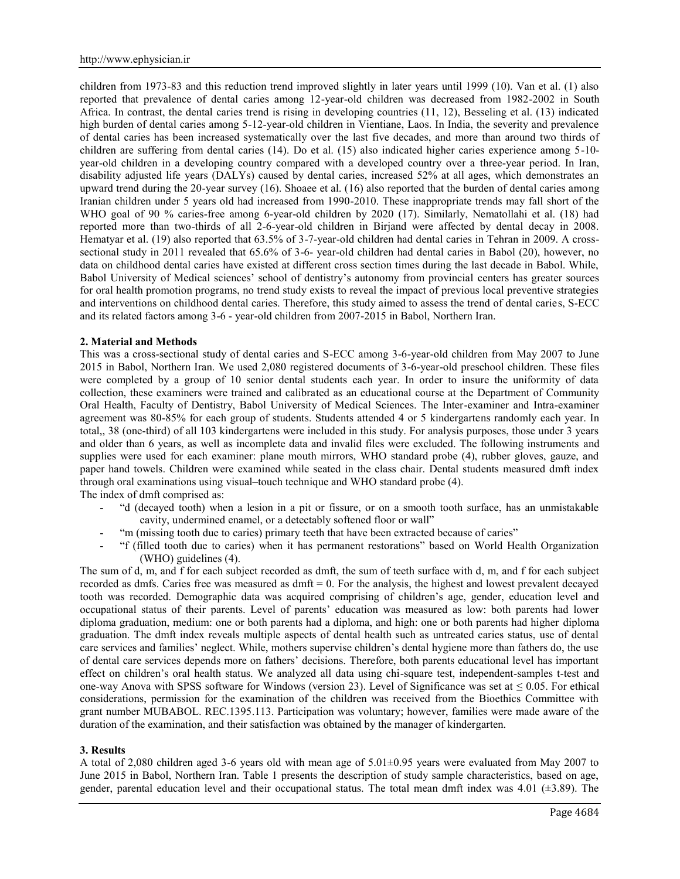children from 1973-83 and this reduction trend improved slightly in later years until 1999 (10). Van et al. (1) also reported that prevalence of dental caries among 12-year-old children was decreased from 1982-2002 in South Africa. In contrast, the dental caries trend is rising in developing countries (11, 12), Besseling et al. (13) indicated high burden of dental caries among 5-12-year-old children in Vientiane, Laos. In India, the severity and prevalence of dental caries has been increased systematically over the last five decades, and more than around two thirds of children are suffering from dental caries (14). Do et al. (15) also indicated higher caries experience among 5-10-year-old children in a developing country compared with a developed country over a three-year period. In Iran, disability adjusted life years (DALYs) caused by dental caries, increased 52% at all ages, which demonstrates an upward trend during the 20-year survey (16). Shoaee et al. (16) also reported that the burden of dental caries among Iranian children under 5 years old had increased from 1990-2010. These inappropriate trends may fall short of the WHO goal of 90 % caries-free among 6-year-old children by 2020 (17). Similarly, Nematollahi et al. (18) had reported more than two-thirds of all 2-6-year-old children in Birjand were affected by dental decay in 2008. Hematyar et al. (19) also reported that 63.5% of 3-7-year-old children had dental caries in Tehran in 2009. A cross-sectional study in 2011 revealed that 65.6% of 3-6- year-old children had dental caries in Babol (20), however, no data on childhood dental caries have existed at different cross section times during the last decade in Babol. While, Babol University of Medical sciences' school of dentistry's autonomy from provincial centers has greater sources for oral health promotion programs, no trend study exists to reveal the impact of previous local preventive strategies and interventions on childhood dental caries. Therefore, this study aimed to assess the trend of dental caries, S-ECC and its related factors among 3-6 - year-old children from 2007-2015 in Babol, Northern Iran.

## 2. Material and Methods

This was a cross-sectional study of dental caries and S-ECC among 3-6-year-old children from May 2007 to June 2015 in Babol, Northern Iran. We used 2,080 registered documents of 3-6-year-old preschool children. These files were completed by a group of 10 senior dental students each year. In order to insure the uniformity of data collection, these examiners were trained and calibrated as an educational course at the Department of Community Oral Health, Faculty of Dentistry, Babol University of Medical Sciences. The Inter-examiner and Intra-examiner agreement was 80-85% for each group of students. Students attended 4 or 5 kindergartens randomly each year. In total,, 38 (one-third) of all 103 kindergartens were included in this study. For analysis purposes, those under 3 years and older than 6 years, as well as incomplete data and invalid files were excluded. The following instruments and supplies were used for each examiner: plane mouth mirrors, WHO standard probe (4), rubber gloves, gauze, and paper hand towels. Children were examined while seated in the class chair. Dental students measured dmft index through oral examinations using visual–touch technique and WHO standard probe (4).

The index of dmft comprised as:

- "d (decayed tooth) when a lesion in a pit or fissure, or on a smooth tooth surface, has an unmistakable cavity, undermined enamel, or a detectably softened floor or wall"
- "m (missing tooth due to caries) primary teeth that have been extracted because of caries"
- "f (filled tooth due to caries) when it has permanent restorations" based on World Health Organization (WHO) guidelines (4).

The sum of d, m, and f for each subject recorded as dmft, the sum of teeth surface with d, m, and f for each subject recorded as dmfs. Caries free was measured as dmft = 0. For the analysis, the highest and lowest prevalent decayed tooth was recorded. Demographic data was acquired comprising of children's age, gender, education level and occupational status of their parents. Level of parents' education was measured as low: both parents had lower diploma graduation, medium: one or both parents had a diploma, and high: one or both parents had higher diploma graduation. The dmft index reveals multiple aspects of dental health such as untreated caries status, use of dental care services and families' neglect. While, mothers supervise children's dental hygiene more than fathers do, the use of dental care services depends more on fathers' decisions. Therefore, both parents educational level has important effect on children's oral health status. We analyzed all data using chi-square test, independent-samples t-test and one-way Anova with SPSS software for Windows (version 23). Level of Significance was set at $\leq 0.05$. For ethical considerations, permission for the examination of the children was received from the Bioethics Committee with grant number MUBABOL. REC.1395.113. Participation was voluntary; however, families were made aware of the duration of the examination, and their satisfaction was obtained by the manager of kindergarten.

## 3. Results

A total of 2,080 children aged 3-6 years old with mean age of 5.01±0.95 years were evaluated from May 2007 to June 2015 in Babol, Northern Iran. Table 1 presents the description of study sample characteristics, based on age, gender, parental education level and their occupational status. The total mean dmft index was 4.01 (±3.89). The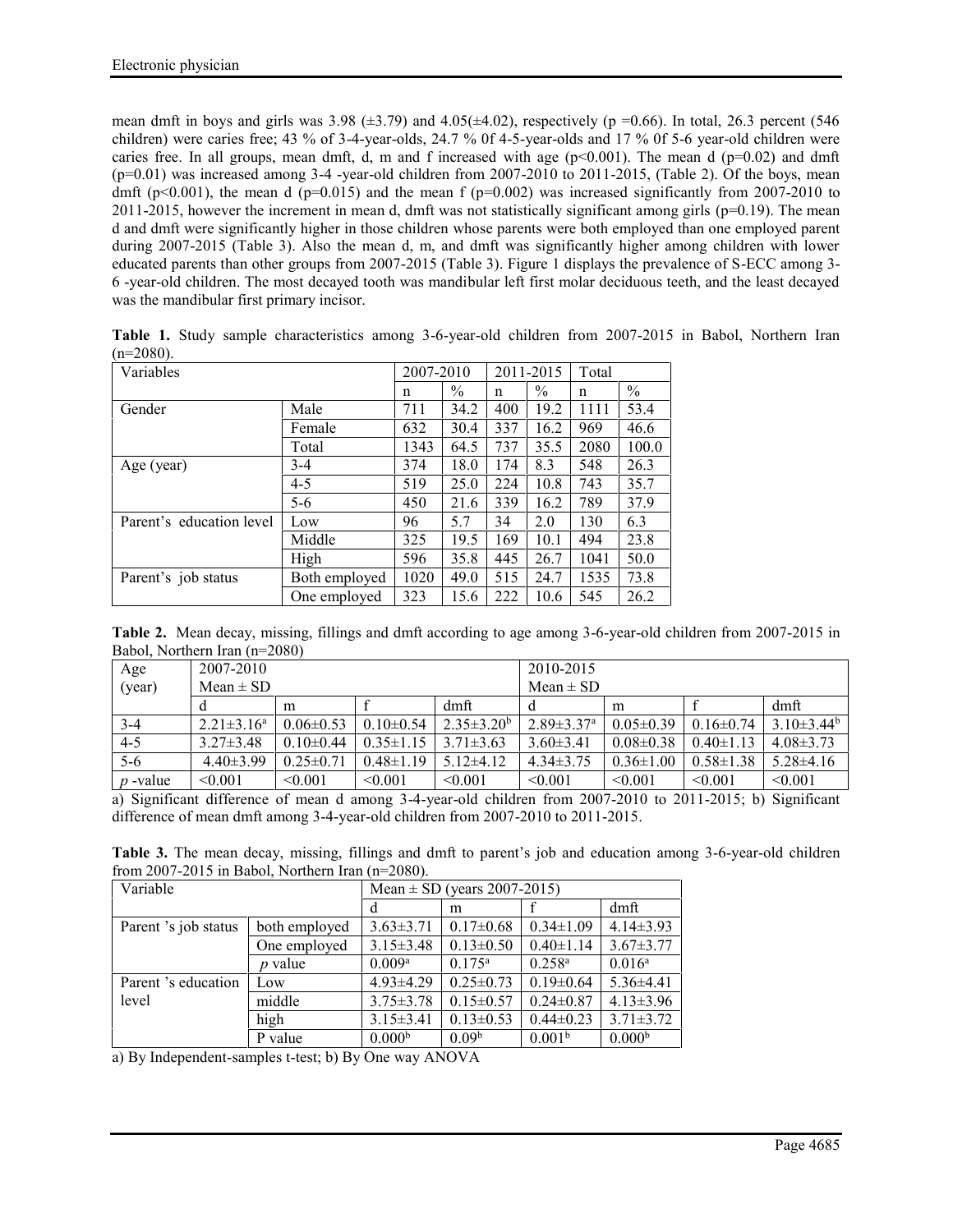mean dmft in boys and girls was 3.98 (±3.79) and 4.05(±4.02), respectively (p =0.66). In total, 26.3 percent (546 children) were caries free; 43 % of 3-4-year-olds, 24.7 % 0f 4-5-year-olds and 17 % 0f 5-6 year-old children were caries free. In all groups, mean dmft, d, m and f increased with age (p<0.001). The mean d (p=0.02) and dmft (p=0.01) was increased among 3-4 -year-old children from 2007-2010 to 2011-2015, (Table 2). Of the boys, mean dmft (p<0.001), the mean d (p=0.015) and the mean f (p=0.002) was increased significantly from 2007-2010 to 2011-2015, however the increment in mean d, dmft was not statistically significant among girls (p=0.19). The mean d and dmft were significantly higher in those children whose parents were both employed than one employed parent during 2007-2015 (Table 3). Also the mean d, m, and dmft was significantly higher among children with lower educated parents than other groups from 2007-2015 (Table 3). Figure 1 displays the prevalence of S-ECC among 3-6 -year-old children. The most decayed tooth was mandibular left first molar deciduous teeth, and the least decayed was the mandibular first primary incisor.

**Table 1.** Study sample characteristics among 3-6-year-old children from 2007-2015 in Babol, Northern Iran (n=2080).

| Variables | | 2007-2010 | | 2011-2015 | | Total | |
|---|---|---|---|---|---|---|---|
| | | n | % | n | % | n | % |
| Gender | Male | 711 | 34.2 | 400 | 19.2 | 1111 | 53.4 |
| | Female | 632 | 30.4 | 337 | 16.2 | 969 | 46.6 |
| | Total | 1343 | 64.5 | 737 | 35.5 | 2080 | 100.0 |
| Age (year) | 3-4 | 374 | 18.0 | 174 | 8.3 | 548 | 26.3 |
| | 4-5 | 519 | 25.0 | 224 | 10.8 | 743 | 35.7 |
| | 5-6 | 450 | 21.6 | 339 | 16.2 | 789 | 37.9 |
| Parent's education level | Low | 96 | 5.7 | 34 | 2.0 | 130 | 6.3 |
| | Middle | 325 | 19.5 | 169 | 10.1 | 494 | 23.8 |
| | High | 596 | 35.8 | 445 | 26.7 | 1041 | 50.0 |
| Parent's job status | Both employed | 1020 | 49.0 | 515 | 24.7 | 1535 | 73.8 |
| | One employed | 323 | 15.6 | 222 | 10.6 | 545 | 26.2 |

**Table 2.** Mean decay, missing, fillings and dmft according to age among 3-6-year-old children from 2007-2015 in Babol, Northern Iran (n=2080)

| Age (year) | 2007-2010 Mean ± SD | | | | 2010-2015 Mean ± SD | | | |
|---|---|---|---|---|---|---|---|---|
| | d | m | f | dmft | d | m | f | dmft |
| 3-4 | 2.21±3.16[a] | 0.06±0.53 | 0.10±0.54 | 2.35±3.20[b] | 2.89±3.37[a] | 0.05±0.39 | 0.16±0.74 | 3.10±3.44[b] |
| 4-5 | 3.27±3.48 | 0.10±0.44 | 0.35±1.15 | 3.71±3.63 | 3.60±3.41 | 0.08±0.38 | 0.40±1.13 | 4.08±3.73 |
| 5-6 | 4.40±3.99 | 0.25±0.71 | 0.48±1.19 | 5.12±4.12 | 4.34±3.75 | 0.36±1.00 | 0.58±1.38 | 5.28±4.16 |
| *p* -value | <0.001 | <0.001 | <0.001 | <0.001 | <0.001 | <0.001 | <0.001 | <0.001 |

a) Significant difference of mean d among 3-4-year-old children from 2007-2010 to 2011-2015; b) Significant difference of mean dmft among 3-4-year-old children from 2007-2010 to 2011-2015.

**Table 3.** The mean decay, missing, fillings and dmft to parent's job and education among 3-6-year-old children from 2007-2015 in Babol, Northern Iran (n=2080).

| Variable | | Mean ± SD (years 2007-2015) | | | |
|---|---|---|---|---|---|
| | | d | m | f | dmft |
| Parent 's job status | both employed | 3.63±3.71 | 0.17±0.68 | 0.34±1.09 | 4.14±3.93 |
| | One employed | 3.15±3.48 | 0.13±0.50 | 0.40±1.14 | 3.67±3.77 |
| | *p* value | 0.009[a] | 0.175[a] | 0.258[a] | 0.016[a] |
| Parent 's education level | Low | 4.93±4.29 | 0.25±0.73 | 0.19±0.64 | 5.36±4.41 |
| | middle | 3.75±3.78 | 0.15±0.57 | 0.24±0.87 | 4.13±3.96 |
| | high | 3.15±3.41 | 0.13±0.53 | 0.44±0.23 | 3.71±3.72 |
| | P value | 0.000[b] | 0.09[b] | 0.001[b] | 0.000[b] |

a) By Independent-samples t-test; b) By One way ANOVA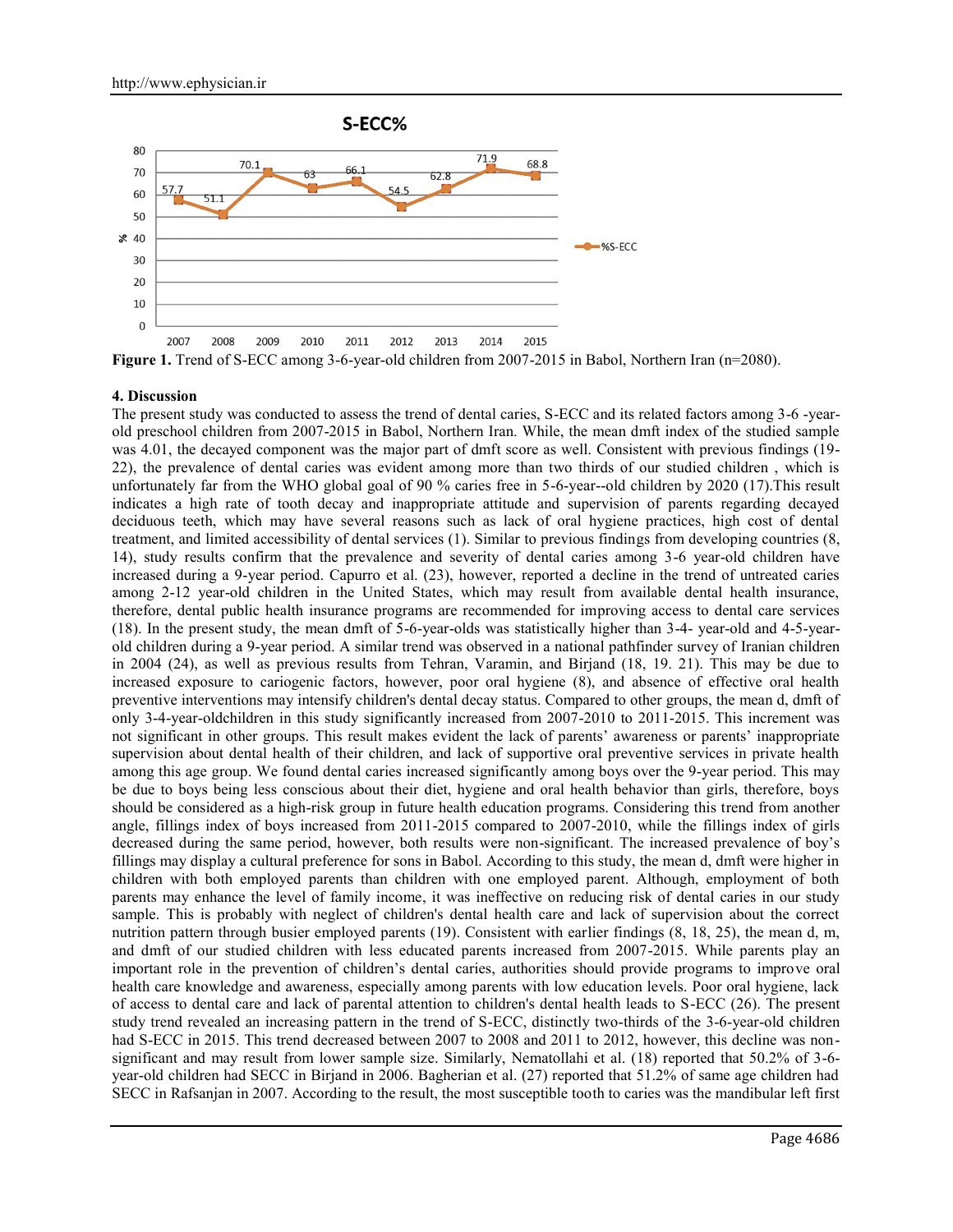**Figure 1.** Trend of S-ECC among 3-6-year-old children from 2007-2015 in Babol, Northern Iran (n=2080).

### 4. Discussion

The present study was conducted to assess the trend of dental caries, S-ECC and its related factors among 3-6 -year-old preschool children from 2007-2015 in Babol, Northern Iran. While, the mean dmft index of the studied sample was 4.01, the decayed component was the major part of dmft score as well. Consistent with previous findings (19-22), the prevalence of dental caries was evident among more than two thirds of our studied children , which is unfortunately far from the WHO global goal of 90 % caries free in 5-6-year--old children by 2020 (17).This result indicates a high rate of tooth decay and inappropriate attitude and supervision of parents regarding decayed deciduous teeth, which may have several reasons such as lack of oral hygiene practices, high cost of dental treatment, and limited accessibility of dental services (1). Similar to previous findings from developing countries (8, 14), study results confirm that the prevalence and severity of dental caries among 3-6 year-old children have increased during a 9-year period. Capurro et al. (23), however, reported a decline in the trend of untreated caries among 2-12 year-old children in the United States, which may result from available dental health insurance, therefore, dental public health insurance programs are recommended for improving access to dental care services (18). In the present study, the mean dmft of 5-6-year-olds was statistically higher than 3-4- year-old and 4-5-year-old children during a 9-year period. A similar trend was observed in a national pathfinder survey of Iranian children in 2004 (24), as well as previous results from Tehran, Varamin, and Birjand (18, 19. 21). This may be due to increased exposure to cariogenic factors, however, poor oral hygiene (8), and absence of effective oral health preventive interventions may intensify children's dental decay status. Compared to other groups, the mean d, dmft of only 3-4-year-oldchildren in this study significantly increased from 2007-2010 to 2011-2015. This increment was not significant in other groups. This result makes evident the lack of parents' awareness or parents' inappropriate supervision about dental health of their children, and lack of supportive oral preventive services in private health among this age group. We found dental caries increased significantly among boys over the 9-year period. This may be due to boys being less conscious about their diet, hygiene and oral health behavior than girls, therefore, boys should be considered as a high-risk group in future health education programs. Considering this trend from another angle, fillings index of boys increased from 2011-2015 compared to 2007-2010, while the fillings index of girls decreased during the same period, however, both results were non-significant. The increased prevalence of boy's fillings may display a cultural preference for sons in Babol. According to this study, the mean d, dmft were higher in children with both employed parents than children with one employed parent. Although, employment of both parents may enhance the level of family income, it was ineffective on reducing risk of dental caries in our study sample. This is probably with neglect of children's dental health care and lack of supervision about the correct nutrition pattern through busier employed parents (19). Consistent with earlier findings (8, 18, 25), the mean d, m, and dmft of our studied children with less educated parents increased from 2007-2015. While parents play an important role in the prevention of children's dental caries, authorities should provide programs to improve oral health care knowledge and awareness, especially among parents with low education levels. Poor oral hygiene, lack of access to dental care and lack of parental attention to children's dental health leads to S-ECC (26). The present study trend revealed an increasing pattern in the trend of S-ECC, distinctly two-thirds of the 3-6-year-old children had S-ECC in 2015. This trend decreased between 2007 to 2008 and 2011 to 2012, however, this decline was non-significant and may result from lower sample size. Similarly, Nematollahi et al. (18) reported that 50.2% of 3-6-year-old children had SECC in Birjand in 2006. Bagherian et al. (27) reported that 51.2% of same age children had SECC in Rafsanjan in 2007. According to the result, the most susceptible tooth to caries was the mandibular left first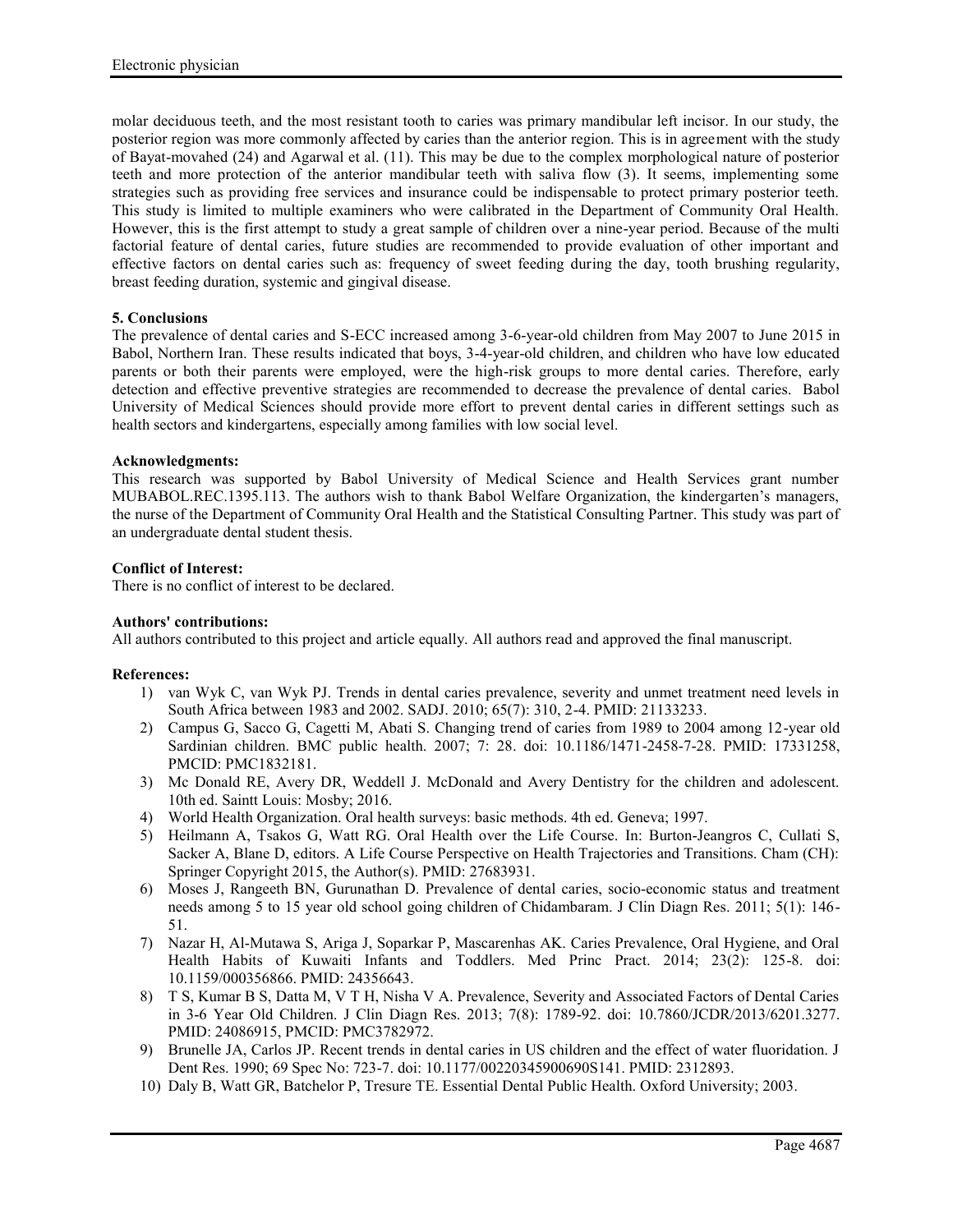molar deciduous teeth, and the most resistant tooth to caries was primary mandibular left incisor. In our study, the posterior region was more commonly affected by caries than the anterior region. This is in agreement with the study of Bayat-movahed (24) and Agarwal et al. (11). This may be due to the complex morphological nature of posterior teeth and more protection of the anterior mandibular teeth with saliva flow (3). It seems, implementing some strategies such as providing free services and insurance could be indispensable to protect primary posterior teeth. This study is limited to multiple examiners who were calibrated in the Department of Community Oral Health. However, this is the first attempt to study a great sample of children over a nine-year period. Because of the multi factorial feature of dental caries, future studies are recommended to provide evaluation of other important and effective factors on dental caries such as: frequency of sweet feeding during the day, tooth brushing regularity, breast feeding duration, systemic and gingival disease.

**5. Conclusions**

The prevalence of dental caries and S-ECC increased among 3-6-year-old children from May 2007 to June 2015 in Babol, Northern Iran. These results indicated that boys, 3-4-year-old children, and children who have low educated parents or both their parents were employed, were the high-risk groups to more dental caries. Therefore, early detection and effective preventive strategies are recommended to decrease the prevalence of dental caries. Babol University of Medical Sciences should provide more effort to prevent dental caries in different settings such as health sectors and kindergartens, especially among families with low social level.

**Acknowledgments:**

This research was supported by Babol University of Medical Science and Health Services grant number MUBABOL.REC.1395.113. The authors wish to thank Babol Welfare Organization, the kindergarten's managers, the nurse of the Department of Community Oral Health and the Statistical Consulting Partner. This study was part of an undergraduate dental student thesis.

**Conflict of Interest:**

There is no conflict of interest to be declared.

**Authors' contributions:**

All authors contributed to this project and article equally. All authors read and approved the final manuscript.

**References:**

1) van Wyk C, van Wyk PJ. Trends in dental caries prevalence, severity and unmet treatment need levels in South Africa between 1983 and 2002. SADJ. 2010; 65(7): 310, 2-4. PMID: 21133233.
2) Campus G, Sacco G, Cagetti M, Abati S. Changing trend of caries from 1989 to 2004 among 12-year old Sardinian children. BMC public health. 2007; 7: 28. doi: 10.1186/1471-2458-7-28. PMID: 17331258, PMCID: PMC1832181.
3) Mc Donald RE, Avery DR, Weddell J. McDonald and Avery Dentistry for the children and adolescent. 10th ed. Saintt Louis: Mosby; 2016.
4) World Health Organization. Oral health surveys: basic methods. 4th ed. Geneva; 1997.
5) Heilmann A, Tsakos G, Watt RG. Oral Health over the Life Course. In: Burton-Jeangros C, Cullati S, Sacker A, Blane D, editors. A Life Course Perspective on Health Trajectories and Transitions. Cham (CH): Springer Copyright 2015, the Author(s). PMID: 27683931.
6) Moses J, Rangeeth BN, Gurunathan D. Prevalence of dental caries, socio-economic status and treatment needs among 5 to 15 year old school going children of Chidambaram. J Clin Diagn Res. 2011; 5(1): 146-51.
7) Nazar H, Al-Mutawa S, Ariga J, Soparkar P, Mascarenhas AK. Caries Prevalence, Oral Hygiene, and Oral Health Habits of Kuwaiti Infants and Toddlers. Med Princ Pract. 2014; 23(2): 125-8. doi: 10.1159/000356866. PMID: 24356643.
8) T S, Kumar B S, Datta M, V T H, Nisha V A. Prevalence, Severity and Associated Factors of Dental Caries in 3-6 Year Old Children. J Clin Diagn Res. 2013; 7(8): 1789-92. doi: 10.7860/JCDR/2013/6201.3277. PMID: 24086915, PMCID: PMC3782972.
9) Brunelle JA, Carlos JP. Recent trends in dental caries in US children and the effect of water fluoridation. J Dent Res. 1990; 69 Spec No: 723-7. doi: 10.1177/00220345900690S141. PMID: 2312893.
10) Daly B, Watt GR, Batchelor P, Tresure TE. Essential Dental Public Health. Oxford University; 2003.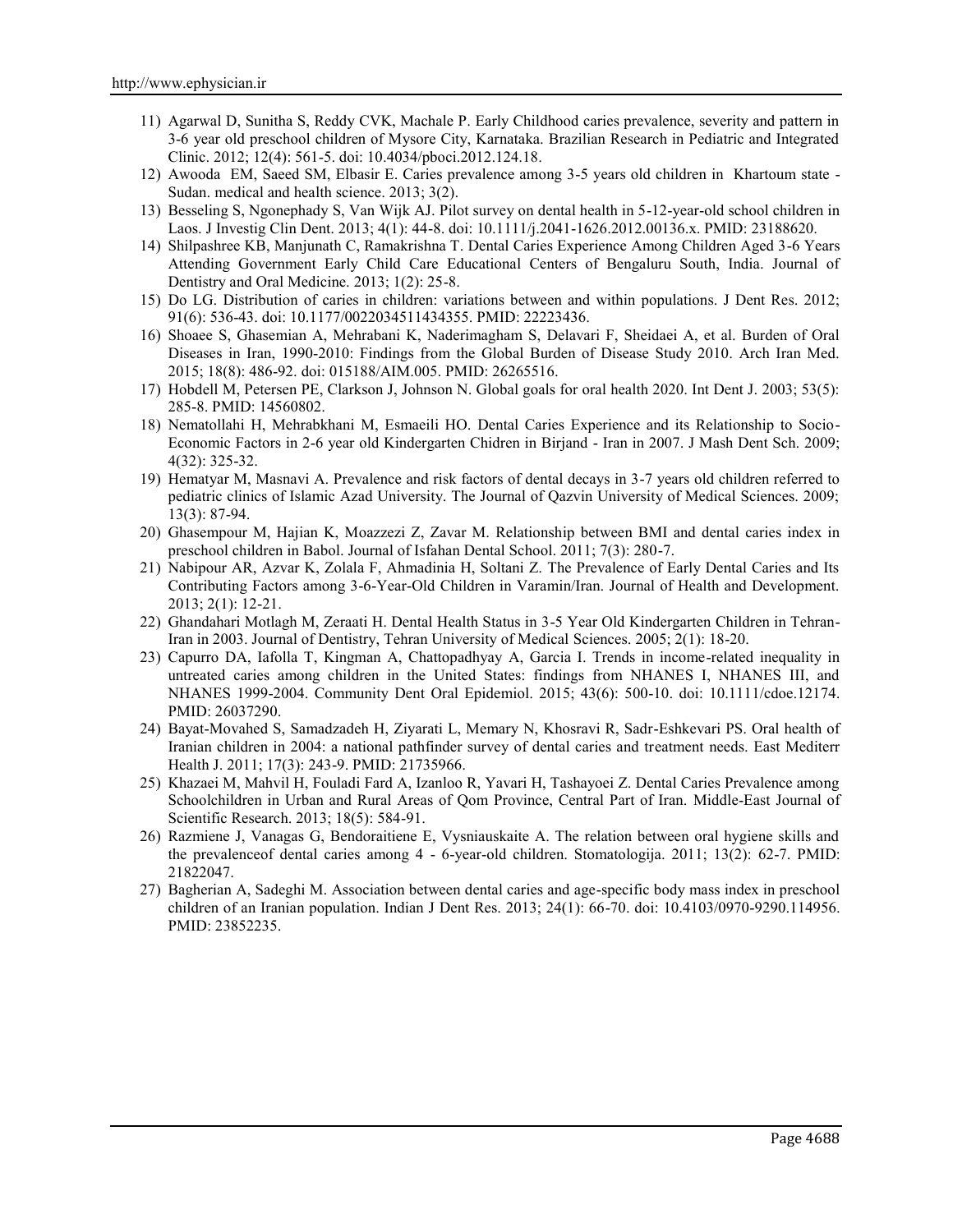11) Agarwal D, Sunitha S, Reddy CVK, Machale P. Early Childhood caries prevalence, severity and pattern in 3-6 year old preschool children of Mysore City, Karnataka. Brazilian Research in Pediatric and Integrated Clinic. 2012; 12(4): 561-5. doi: 10.4034/pboci.2012.124.18.
12) Awooda EM, Saeed SM, Elbasir E. Caries prevalence among 3-5 years old children in Khartoum state - Sudan. medical and health science. 2013; 3(2).
13) Besseling S, Ngonephady S, Van Wijk AJ. Pilot survey on dental health in 5-12-year-old school children in Laos. J Investig Clin Dent. 2013; 4(1): 44-8. doi: 10.1111/j.2041-1626.2012.00136.x. PMID: 23188620.
14) Shilpashree KB, Manjunath C, Ramakrishna T. Dental Caries Experience Among Children Aged 3-6 Years Attending Government Early Child Care Educational Centers of Bengaluru South, India. Journal of Dentistry and Oral Medicine. 2013; 1(2): 25-8.
15) Do LG. Distribution of caries in children: variations between and within populations. J Dent Res. 2012; 91(6): 536-43. doi: 10.1177/0022034511434355. PMID: 22223436.
16) Shoaee S, Ghasemian A, Mehrabani K, Naderimagham S, Delavari F, Sheidaei A, et al. Burden of Oral Diseases in Iran, 1990-2010: Findings from the Global Burden of Disease Study 2010. Arch Iran Med. 2015; 18(8): 486-92. doi: 015188/AIM.005. PMID: 26265516.
17) Hobdell M, Petersen PE, Clarkson J, Johnson N. Global goals for oral health 2020. Int Dent J. 2003; 53(5): 285-8. PMID: 14560802.
18) Nematollahi H, Mehrabkhani M, Esmaeili HO. Dental Caries Experience and its Relationship to Socio-Economic Factors in 2-6 year old Kindergarten Chidren in Birjand - Iran in 2007. J Mash Dent Sch. 2009; 4(32): 325-32.
19) Hematyar M, Masnavi A. Prevalence and risk factors of dental decays in 3-7 years old children referred to pediatric clinics of Islamic Azad University. The Journal of Qazvin University of Medical Sciences. 2009; 13(3): 87-94.
20) Ghasempour M, Hajian K, Moazzezi Z, Zavar M. Relationship between BMI and dental caries index in preschool children in Babol. Journal of Isfahan Dental School. 2011; 7(3): 280-7.
21) Nabipour AR, Azvar K, Zolala F, Ahmadinia H, Soltani Z. The Prevalence of Early Dental Caries and Its Contributing Factors among 3-6-Year-Old Children in Varamin/Iran. Journal of Health and Development. 2013; 2(1): 12-21.
22) Ghandahari Motlagh M, Zeraati H. Dental Health Status in 3-5 Year Old Kindergarten Children in Tehran-Iran in 2003. Journal of Dentistry, Tehran University of Medical Sciences. 2005; 2(1): 18-20.
23) Capurro DA, Iafolla T, Kingman A, Chattopadhyay A, Garcia I. Trends in income-related inequality in untreated caries among children in the United States: findings from NHANES I, NHANES III, and NHANES 1999-2004. Community Dent Oral Epidemiol. 2015; 43(6): 500-10. doi: 10.1111/cdoe.12174. PMID: 26037290.
24) Bayat-Movahed S, Samadzadeh H, Ziyarati L, Memary N, Khosravi R, Sadr-Eshkevari PS. Oral health of Iranian children in 2004: a national pathfinder survey of dental caries and treatment needs. East Mediterr Health J. 2011; 17(3): 243-9. PMID: 21735966.
25) Khazaei M, Mahvil H, Fouladi Fard A, Izanloo R, Yavari H, Tashayoei Z. Dental Caries Prevalence among Schoolchildren in Urban and Rural Areas of Qom Province, Central Part of Iran. Middle-East Journal of Scientific Research. 2013; 18(5): 584-91.
26) Razmiene J, Vanagas G, Bendoraitiene E, Vysniauskaite A. The relation between oral hygiene skills and the prevalenceof dental caries among 4 - 6-year-old children. Stomatologija. 2011; 13(2): 62-7. PMID: 21822047.
27) Bagherian A, Sadeghi M. Association between dental caries and age-specific body mass index in preschool children of an Iranian population. Indian J Dent Res. 2013; 24(1): 66-70. doi: 10.4103/0970-9290.114956. PMID: 23852235.